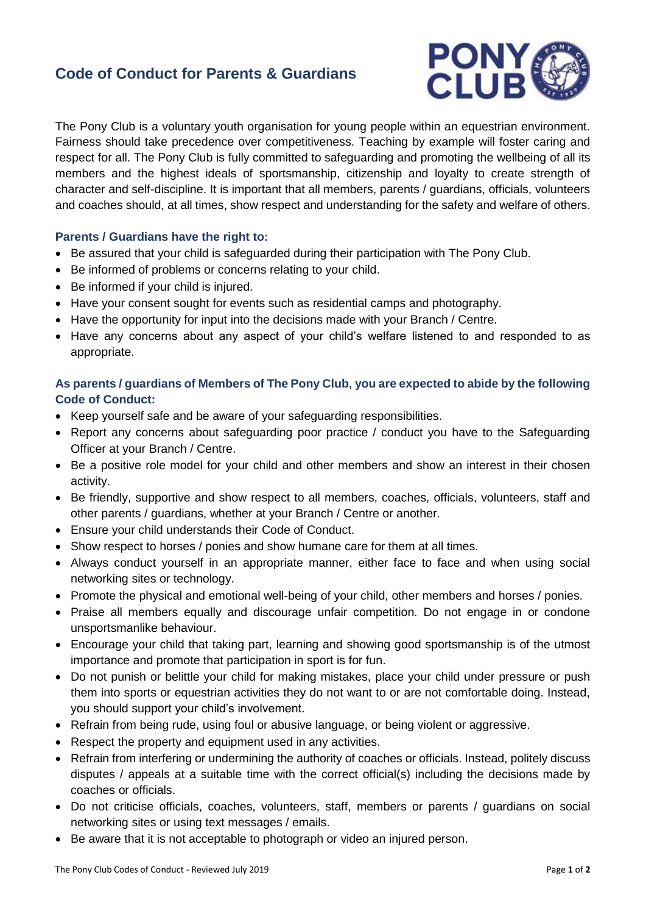# Code of Conduct for Parents & Guardians

The Pony Club is a voluntary youth organisation for young people within an equestrian environment. Fairness should take precedence over competitiveness. Teaching by example will foster caring and respect for all. The Pony Club is fully committed to safeguarding and promoting the wellbeing of all its members and the highest ideals of sportsmanship, citizenship and loyalty to create strength of character and self-discipline. It is important that all members, parents / guardians, officials, volunteers and coaches should, at all times, show respect and understanding for the safety and welfare of others.

### Parents / Guardians have the right to:

- Be assured that your child is safeguarded during their participation with The Pony Club.
- Be informed of problems or concerns relating to your child.
- Be informed if your child is injured.
- Have your consent sought for events such as residential camps and photography.
- Have the opportunity for input into the decisions made with your Branch / Centre.
- Have any concerns about any aspect of your child's welfare listened to and responded to as appropriate.

### As parents / guardians of Members of The Pony Club, you are expected to abide by the following Code of Conduct:

- Keep yourself safe and be aware of your safeguarding responsibilities.
- Report any concerns about safeguarding poor practice / conduct you have to the Safeguarding Officer at your Branch / Centre.
- Be a positive role model for your child and other members and show an interest in their chosen activity.
- Be friendly, supportive and show respect to all members, coaches, officials, volunteers, staff and other parents / guardians, whether at your Branch / Centre or another.
- Ensure your child understands their Code of Conduct.
- Show respect to horses / ponies and show humane care for them at all times.
- Always conduct yourself in an appropriate manner, either face to face and when using social networking sites or technology.
- Promote the physical and emotional well-being of your child, other members and horses / ponies.
- Praise all members equally and discourage unfair competition. Do not engage in or condone unsportsmanlike behaviour.
- Encourage your child that taking part, learning and showing good sportsmanship is of the utmost importance and promote that participation in sport is for fun.
- Do not punish or belittle your child for making mistakes, place your child under pressure or push them into sports or equestrian activities they do not want to or are not comfortable doing. Instead, you should support your child's involvement.
- Refrain from being rude, using foul or abusive language, or being violent or aggressive.
- Respect the property and equipment used in any activities.
- Refrain from interfering or undermining the authority of coaches or officials. Instead, politely discuss disputes / appeals at a suitable time with the correct official(s) including the decisions made by coaches or officials.
- Do not criticise officials, coaches, volunteers, staff, members or parents / guardians on social networking sites or using text messages / emails.
- Be aware that it is not acceptable to photograph or video an injured person.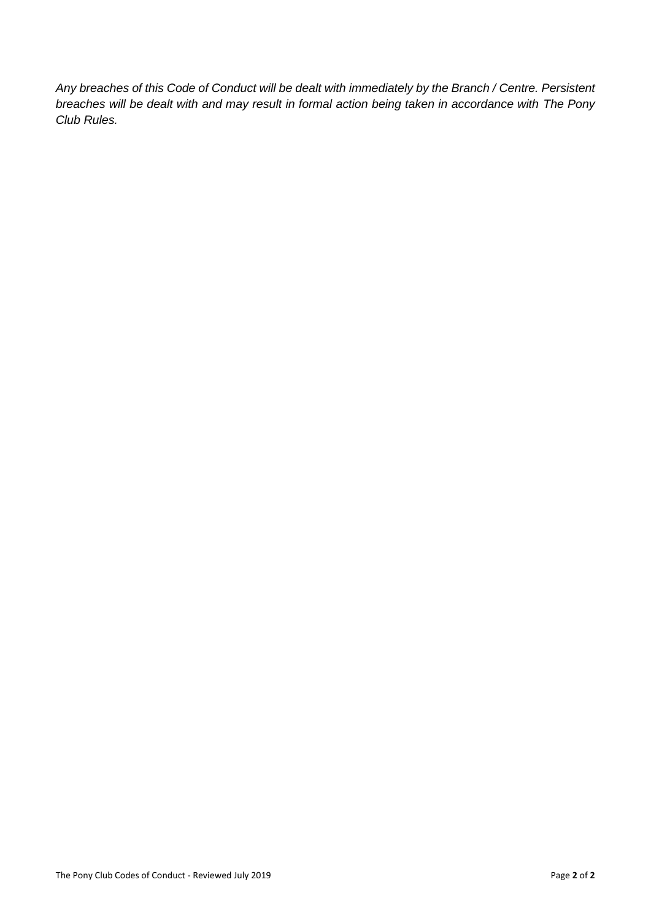*Any breaches of this Code of Conduct will be dealt with immediately by the Branch / Centre. Persistent breaches will be dealt with and may result in formal action being taken in accordance with The Pony Club Rules.*